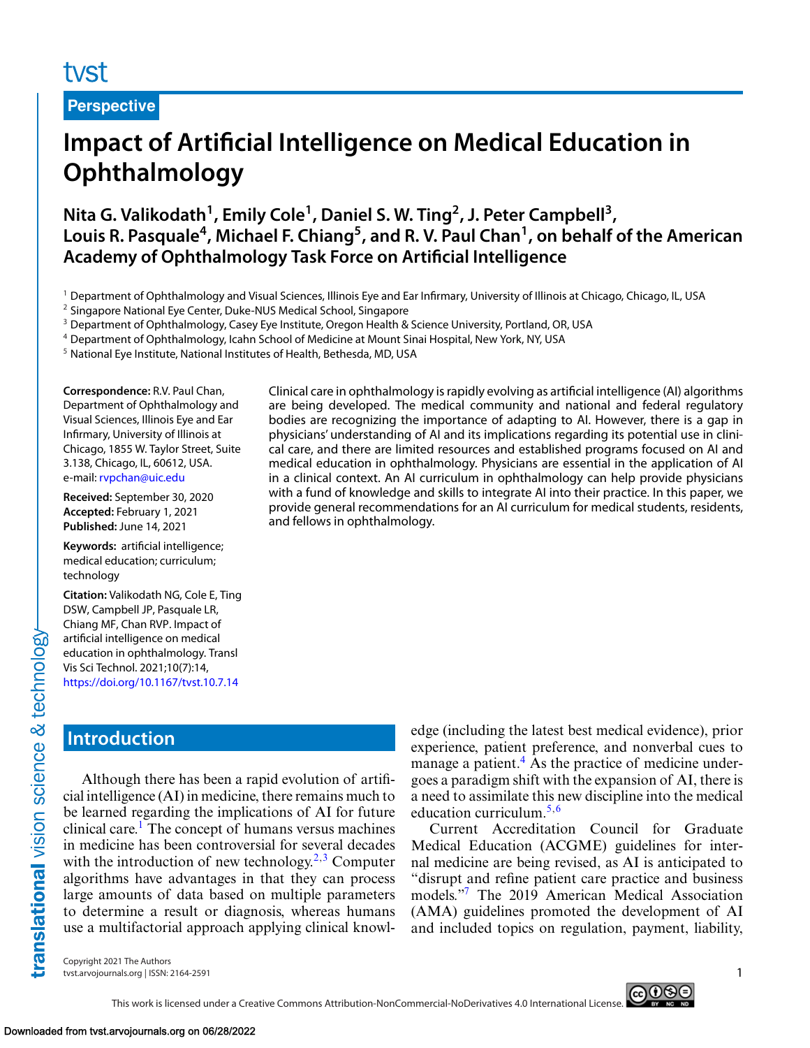Perspective

# Impact of Artificial Intelligence on Medical Education in Ophthalmology

**Nita G. Valikodath[1], Emily Cole[1], Daniel S. W. Ting[2], J. Peter Campbell[3], Louis R. Pasquale[4], Michael F. Chiang[5], and R. V. Paul Chan[1], on behalf of the American Academy of Ophthalmology Task Force on Artificial Intelligence**

[1] Department of Ophthalmology and Visual Sciences, Illinois Eye and Ear Infirmary, University of Illinois at Chicago, Chicago, IL, USA
[2] Singapore National Eye Center, Duke-NUS Medical School, Singapore
[3] Department of Ophthalmology, Casey Eye Institute, Oregon Health & Science University, Portland, OR, USA
[4] Department of Ophthalmology, Icahn School of Medicine at Mount Sinai Hospital, New York, NY, USA
[5] National Eye Institute, National Institutes of Health, Bethesda, MD, USA

**Correspondence:** R.V. Paul Chan, Department of Ophthalmology and Visual Sciences, Illinois Eye and Ear Infirmary, University of Illinois at Chicago, 1855 W. Taylor Street, Suite 3.138, Chicago, IL, 60612, USA. e-mail: rvpchan@uic.edu

**Received:** September 30, 2020
**Accepted:** February 1, 2021
**Published:** June 14, 2021

**Keywords:** artificial intelligence; medical education; curriculum; technology

**Citation:** Valikodath NG, Cole E, Ting DSW, Campbell JP, Pasquale LR, Chiang MF, Chan RVP. Impact of artificial intelligence on medical education in ophthalmology. Transl Vis Sci Technol. 2021;10(7):14, https://doi.org/10.1167/tvst.10.7.14

Clinical care in ophthalmology is rapidly evolving as artificial intelligence (AI) algorithms are being developed. The medical community and national and federal regulatory bodies are recognizing the importance of adapting to AI. However, there is a gap in physicians' understanding of AI and its implications regarding its potential use in clinical care, and there are limited resources and established programs focused on AI and medical education in ophthalmology. Physicians are essential in the application of AI in a clinical context. An AI curriculum in ophthalmology can help provide physicians with a fund of knowledge and skills to integrate AI into their practice. In this paper, we provide general recommendations for an AI curriculum for medical students, residents, and fellows in ophthalmology.

## Introduction

Although there has been a rapid evolution of artificial intelligence (AI) in medicine, there remains much to be learned regarding the implications of AI for future clinical care.[1] The concept of humans versus machines in medicine has been controversial for several decades with the introduction of new technology.[2,3] Computer algorithms have advantages in that they can process large amounts of data based on multiple parameters to determine a result or diagnosis, whereas humans use a multifactorial approach applying clinical knowledge (including the latest best medical evidence), prior experience, patient preference, and nonverbal cues to manage a patient.[4] As the practice of medicine undergoes a paradigm shift with the expansion of AI, there is a need to assimilate this new discipline into the medical education curriculum.[5,6]

Current Accreditation Council for Graduate Medical Education (ACGME) guidelines for internal medicine are being revised, as AI is anticipated to "disrupt and refine patient care practice and business models."[7] The 2019 American Medical Association (AMA) guidelines promoted the development of AI and included topics on regulation, payment, liability,

Copyright 2021 The Authors
tvst.arvojournals.org | ISSN: 2164-2591

This work is licensed under a Creative Commons Attribution-NonCommercial-NoDerivatives 4.0 International License.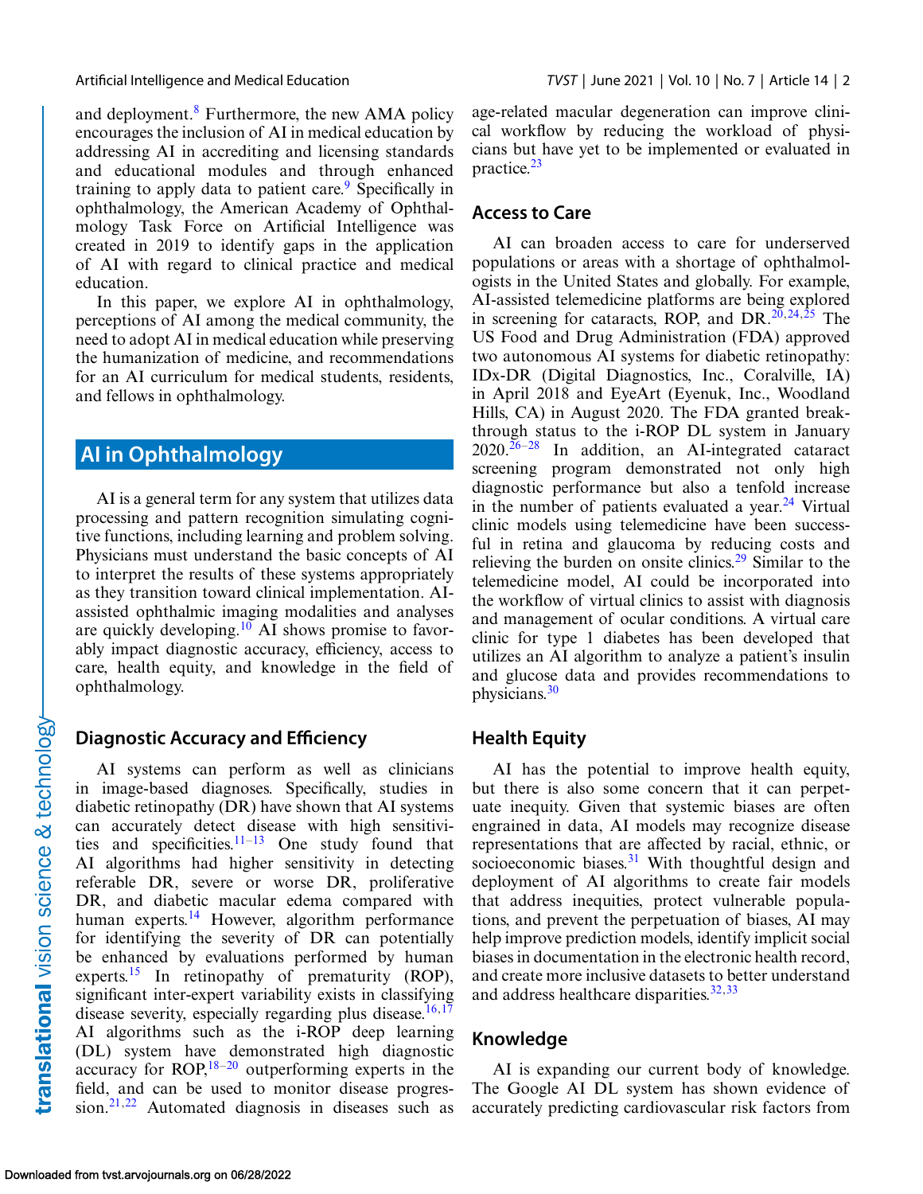and deployment.[8] Furthermore, the new AMA policy encourages the inclusion of AI in medical education by addressing AI in accrediting and licensing standards and educational modules and through enhanced training to apply data to patient care.[9] Specifically in ophthalmology, the American Academy of Ophthalmology Task Force on Artificial Intelligence was created in 2019 to identify gaps in the application of AI with regard to clinical practice and medical education.

In this paper, we explore AI in ophthalmology, perceptions of AI among the medical community, the need to adopt AI in medical education while preserving the humanization of medicine, and recommendations for an AI curriculum for medical students, residents, and fellows in ophthalmology.

## AI in Ophthalmology

AI is a general term for any system that utilizes data processing and pattern recognition simulating cognitive functions, including learning and problem solving. Physicians must understand the basic concepts of AI to interpret the results of these systems appropriately as they transition toward clinical implementation. AI-assisted ophthalmic imaging modalities and analyses are quickly developing.[10] AI shows promise to favorably impact diagnostic accuracy, efficiency, access to care, health equity, and knowledge in the field of ophthalmology.

### Diagnostic Accuracy and Efficiency

AI systems can perform as well as clinicians in image-based diagnoses. Specifically, studies in diabetic retinopathy (DR) have shown that AI systems can accurately detect disease with high sensitivities and specificities.[11–13] One study found that AI algorithms had higher sensitivity in detecting referable DR, severe or worse DR, proliferative DR, and diabetic macular edema compared with human experts.[14] However, algorithm performance for identifying the severity of DR can potentially be enhanced by evaluations performed by human experts.[15] In retinopathy of prematurity (ROP), significant inter-expert variability exists in classifying disease severity, especially regarding plus disease.[16,17] AI algorithms such as the i-ROP deep learning (DL) system have demonstrated high diagnostic accuracy for ROP,[18–20] outperforming experts in the field, and can be used to monitor disease progression.[21,22] Automated diagnosis in diseases such as age-related macular degeneration can improve clinical workflow by reducing the workload of physicians but have yet to be implemented or evaluated in practice.[23]

### Access to Care

AI can broaden access to care for underserved populations or areas with a shortage of ophthalmologists in the United States and globally. For example, AI-assisted telemedicine platforms are being explored in screening for cataracts, ROP, and DR.[20,24,25] The US Food and Drug Administration (FDA) approved two autonomous AI systems for diabetic retinopathy: IDx-DR (Digital Diagnostics, Inc., Coralville, IA) in April 2018 and EyeArt (Eyenuk, Inc., Woodland Hills, CA) in August 2020. The FDA granted breakthrough status to the i-ROP DL system in January 2020.[26–28] In addition, an AI-integrated cataract screening program demonstrated not only high diagnostic performance but also a tenfold increase in the number of patients evaluated a year.[24] Virtual clinic models using telemedicine have been successful in retina and glaucoma by reducing costs and relieving the burden on onsite clinics.[29] Similar to the telemedicine model, AI could be incorporated into the workflow of virtual clinics to assist with diagnosis and management of ocular conditions. A virtual care clinic for type 1 diabetes has been developed that utilizes an AI algorithm to analyze a patient's insulin and glucose data and provides recommendations to physicians.[30]

### Health Equity

AI has the potential to improve health equity, but there is also some concern that it can perpetuate inequity. Given that systemic biases are often engrained in data, AI models may recognize disease representations that are affected by racial, ethnic, or socioeconomic biases.[31] With thoughtful design and deployment of AI algorithms to create fair models that address inequities, protect vulnerable populations, and prevent the perpetuation of biases, AI may help improve prediction models, identify implicit social biases in documentation in the electronic health record, and create more inclusive datasets to better understand and address healthcare disparities.[32,33]

### Knowledge

AI is expanding our current body of knowledge. The Google AI DL system has shown evidence of accurately predicting cardiovascular risk factors from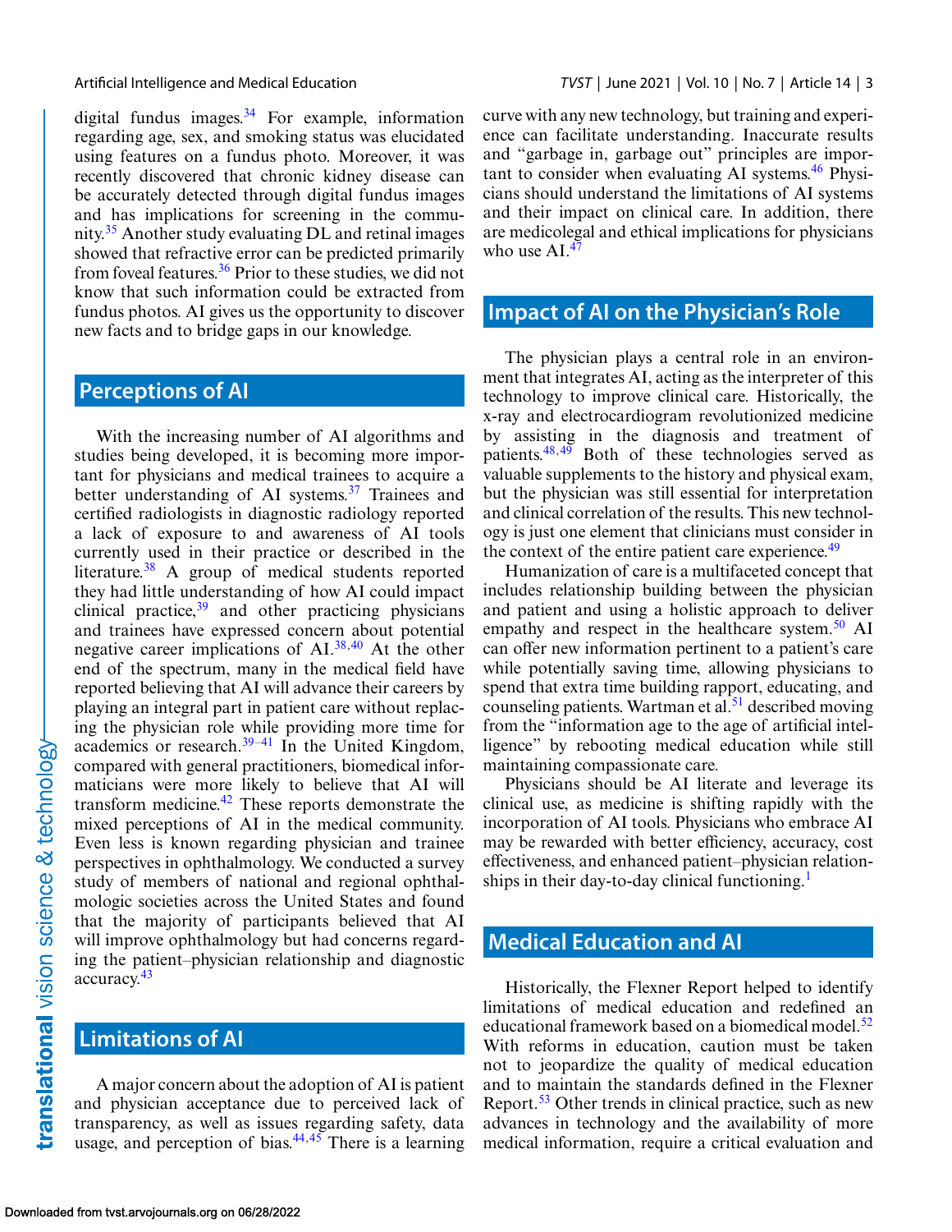digital fundus images.[34] For example, information regarding age, sex, and smoking status was elucidated using features on a fundus photo. Moreover, it was recently discovered that chronic kidney disease can be accurately detected through digital fundus images and has implications for screening in the community.[35] Another study evaluating DL and retinal images showed that refractive error can be predicted primarily from foveal features.[36] Prior to these studies, we did not know that such information could be extracted from fundus photos. AI gives us the opportunity to discover new facts and to bridge gaps in our knowledge.

## Perceptions of AI

With the increasing number of AI algorithms and studies being developed, it is becoming more important for physicians and medical trainees to acquire a better understanding of AI systems.[37] Trainees and certified radiologists in diagnostic radiology reported a lack of exposure to and awareness of AI tools currently used in their practice or described in the literature.[38] A group of medical students reported they had little understanding of how AI could impact clinical practice,[39] and other practicing physicians and trainees have expressed concern about potential negative career implications of AI.[38,40] At the other end of the spectrum, many in the medical field have reported believing that AI will advance their careers by playing an integral part in patient care without replacing the physician role while providing more time for academics or research.[39–41] In the United Kingdom, compared with general practitioners, biomedical informaticians were more likely to believe that AI will transform medicine.[42] These reports demonstrate the mixed perceptions of AI in the medical community. Even less is known regarding physician and trainee perspectives in ophthalmology. We conducted a survey study of members of national and regional ophthalmologic societies across the United States and found that the majority of participants believed that AI will improve ophthalmology but had concerns regarding the patient–physician relationship and diagnostic accuracy.[43]

## Limitations of AI

A major concern about the adoption of AI is patient and physician acceptance due to perceived lack of transparency, as well as issues regarding safety, data usage, and perception of bias.[44,45] There is a learning curve with any new technology, but training and experience can facilitate understanding. Inaccurate results and "garbage in, garbage out" principles are important to consider when evaluating AI systems.[46] Physicians should understand the limitations of AI systems and their impact on clinical care. In addition, there are medicolegal and ethical implications for physicians who use AI.[47]

## Impact of AI on the Physician's Role

The physician plays a central role in an environment that integrates AI, acting as the interpreter of this technology to improve clinical care. Historically, the x-ray and electrocardiogram revolutionized medicine by assisting in the diagnosis and treatment of patients.[48,49] Both of these technologies served as valuable supplements to the history and physical exam, but the physician was still essential for interpretation and clinical correlation of the results. This new technology is just one element that clinicians must consider in the context of the entire patient care experience.[49]

Humanization of care is a multifaceted concept that includes relationship building between the physician and patient and using a holistic approach to deliver empathy and respect in the healthcare system.[50] AI can offer new information pertinent to a patient's care while potentially saving time, allowing physicians to spend that extra time building rapport, educating, and counseling patients. Wartman et al.[51] described moving from the "information age to the age of artificial intelligence" by rebooting medical education while still maintaining compassionate care.

Physicians should be AI literate and leverage its clinical use, as medicine is shifting rapidly with the incorporation of AI tools. Physicians who embrace AI may be rewarded with better efficiency, accuracy, cost effectiveness, and enhanced patient–physician relationships in their day-to-day clinical functioning.[1]

## Medical Education and AI

Historically, the Flexner Report helped to identify limitations of medical education and redefined an educational framework based on a biomedical model.[52] With reforms in education, caution must be taken not to jeopardize the quality of medical education and to maintain the standards defined in the Flexner Report.[53] Other trends in clinical practice, such as new advances in technology and the availability of more medical information, require a critical evaluation and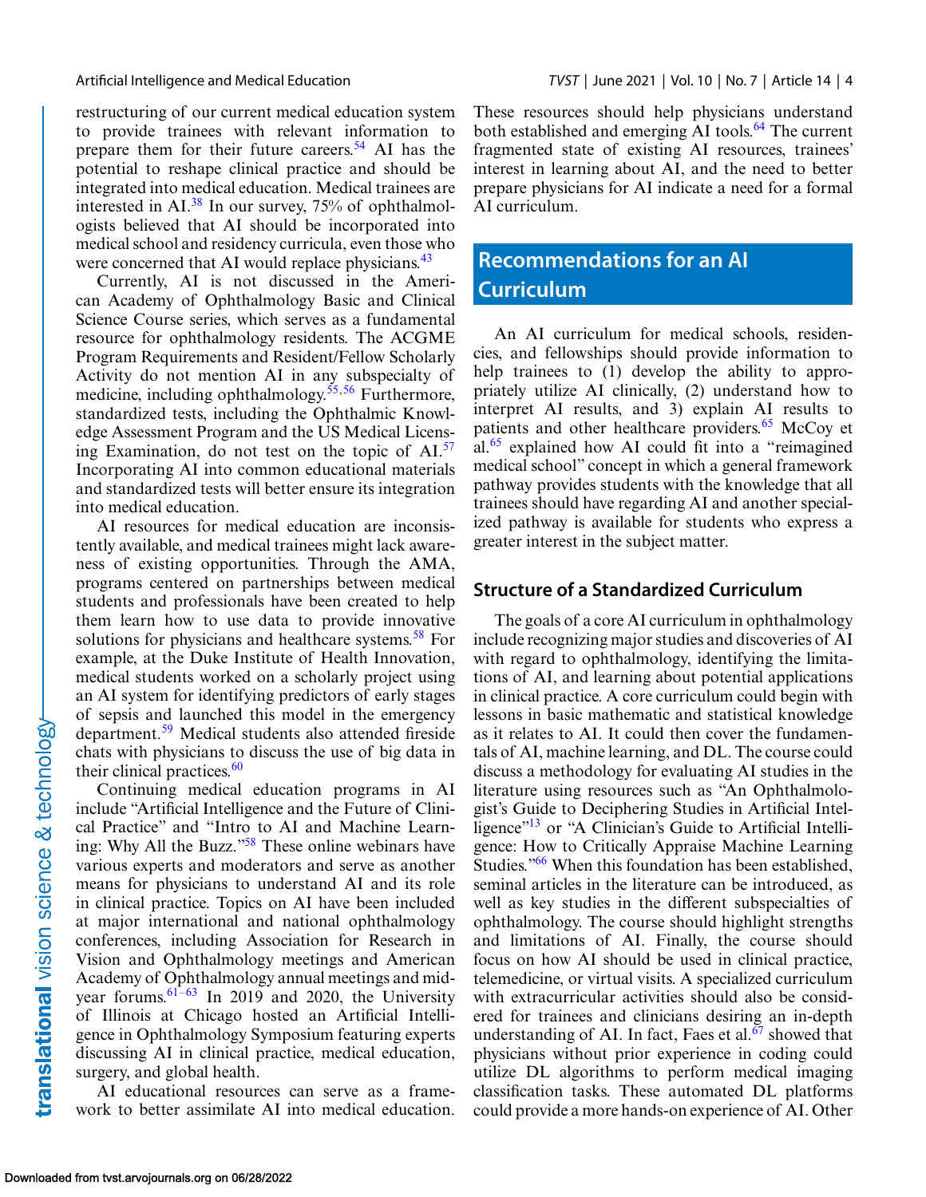restructuring of our current medical education system to provide trainees with relevant information to prepare them for their future careers.[54] AI has the potential to reshape clinical practice and should be integrated into medical education. Medical trainees are interested in AI.[38] In our survey, 75% of ophthalmologists believed that AI should be incorporated into medical school and residency curricula, even those who were concerned that AI would replace physicians.[43]

Currently, AI is not discussed in the American Academy of Ophthalmology Basic and Clinical Science Course series, which serves as a fundamental resource for ophthalmology residents. The ACGME Program Requirements and Resident/Fellow Scholarly Activity do not mention AI in any subspecialty of medicine, including ophthalmology.[55,56] Furthermore, standardized tests, including the Ophthalmic Knowledge Assessment Program and the US Medical Licensing Examination, do not test on the topic of AI.[57] Incorporating AI into common educational materials and standardized tests will better ensure its integration into medical education.

AI resources for medical education are inconsistently available, and medical trainees might lack awareness of existing opportunities. Through the AMA, programs centered on partnerships between medical students and professionals have been created to help them learn how to use data to provide innovative solutions for physicians and healthcare systems.[58] For example, at the Duke Institute of Health Innovation, medical students worked on a scholarly project using an AI system for identifying predictors of early stages of sepsis and launched this model in the emergency department.[59] Medical students also attended fireside chats with physicians to discuss the use of big data in their clinical practices.[60]

Continuing medical education programs in AI include "Artificial Intelligence and the Future of Clinical Practice" and "Intro to AI and Machine Learning: Why All the Buzz."[58] These online webinars have various experts and moderators and serve as another means for physicians to understand AI and its role in clinical practice. Topics on AI have been included at major international and national ophthalmology conferences, including Association for Research in Vision and Ophthalmology meetings and American Academy of Ophthalmology annual meetings and midyear forums.[61–63] In 2019 and 2020, the University of Illinois at Chicago hosted an Artificial Intelligence in Ophthalmology Symposium featuring experts discussing AI in clinical practice, medical education, surgery, and global health.

AI educational resources can serve as a framework to better assimilate AI into medical education. These resources should help physicians understand both established and emerging AI tools.[64] The current fragmented state of existing AI resources, trainees' interest in learning about AI, and the need to better prepare physicians for AI indicate a need for a formal AI curriculum.

## Recommendations for an AI Curriculum

An AI curriculum for medical schools, residencies, and fellowships should provide information to help trainees to (1) develop the ability to appropriately utilize AI clinically, (2) understand how to interpret AI results, and 3) explain AI results to patients and other healthcare providers.[65] McCoy et al.[65] explained how AI could fit into a "reimagined medical school" concept in which a general framework pathway provides students with the knowledge that all trainees should have regarding AI and another specialized pathway is available for students who express a greater interest in the subject matter.

### Structure of a Standardized Curriculum

The goals of a core AI curriculum in ophthalmology include recognizing major studies and discoveries of AI with regard to ophthalmology, identifying the limitations of AI, and learning about potential applications in clinical practice. A core curriculum could begin with lessons in basic mathematic and statistical knowledge as it relates to AI. It could then cover the fundamentals of AI, machine learning, and DL. The course could discuss a methodology for evaluating AI studies in the literature using resources such as "An Ophthalmologist's Guide to Deciphering Studies in Artificial Intelligence"[13] or "A Clinician's Guide to Artificial Intelligence: How to Critically Appraise Machine Learning Studies."[66] When this foundation has been established, seminal articles in the literature can be introduced, as well as key studies in the different subspecialties of ophthalmology. The course should highlight strengths and limitations of AI. Finally, the course should focus on how AI should be used in clinical practice, telemedicine, or virtual visits. A specialized curriculum with extracurricular activities should also be considered for trainees and clinicians desiring an in-depth understanding of AI. In fact, Faes et al.[67] showed that physicians without prior experience in coding could utilize DL algorithms to perform medical imaging classification tasks. These automated DL platforms could provide a more hands-on experience of AI. Other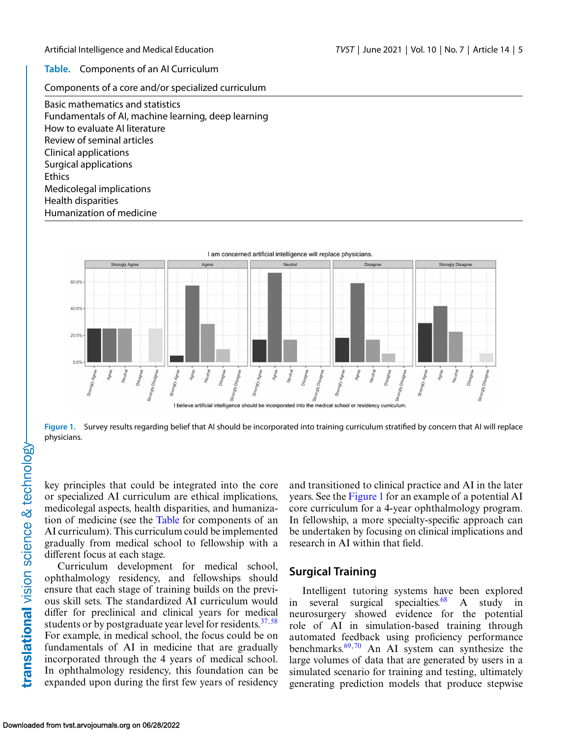**Table.** Components of an AI Curriculum

| Components of a core and/or specialized curriculum |
| --- |
| Basic mathematics and statistics |
| Fundamentals of AI, machine learning, deep learning |
| How to evaluate AI literature |
| Review of seminal articles |
| Clinical applications |
| Surgical applications |
| Ethics |
| Medicolegal implications |
| Health disparities |
| Humanization of medicine |

**Figure 1.** Survey results regarding belief that AI should be incorporated into training curriculum stratified by concern that AI will replace physicians.

key principles that could be integrated into the core or specialized AI curriculum are ethical implications, medicolegal aspects, health disparities, and humanization of medicine (see the Table for components of an AI curriculum). This curriculum could be implemented gradually from medical school to fellowship with a different focus at each stage.

Curriculum development for medical school, ophthalmology residency, and fellowships should ensure that each stage of training builds on the previous skill sets. The standardized AI curriculum would differ for preclinical and clinical years for medical students or by postgraduate year level for residents.[37,58] For example, in medical school, the focus could be on fundamentals of AI in medicine that are gradually incorporated through the 4 years of medical school. In ophthalmology residency, this foundation can be expanded upon during the first few years of residency and transitioned to clinical practice and AI in the later years. See the Figure 1 for an example of a potential AI core curriculum for a 4-year ophthalmology program. In fellowship, a more specialty-specific approach can be undertaken by focusing on clinical implications and research in AI within that field.

## Surgical Training

Intelligent tutoring systems have been explored in several surgical specialties.[68] A study in neurosurgery showed evidence for the potential role of AI in simulation-based training through automated feedback using proficiency performance benchmarks.[69,70] An AI system can synthesize the large volumes of data that are generated by users in a simulated scenario for training and testing, ultimately generating prediction models that produce stepwise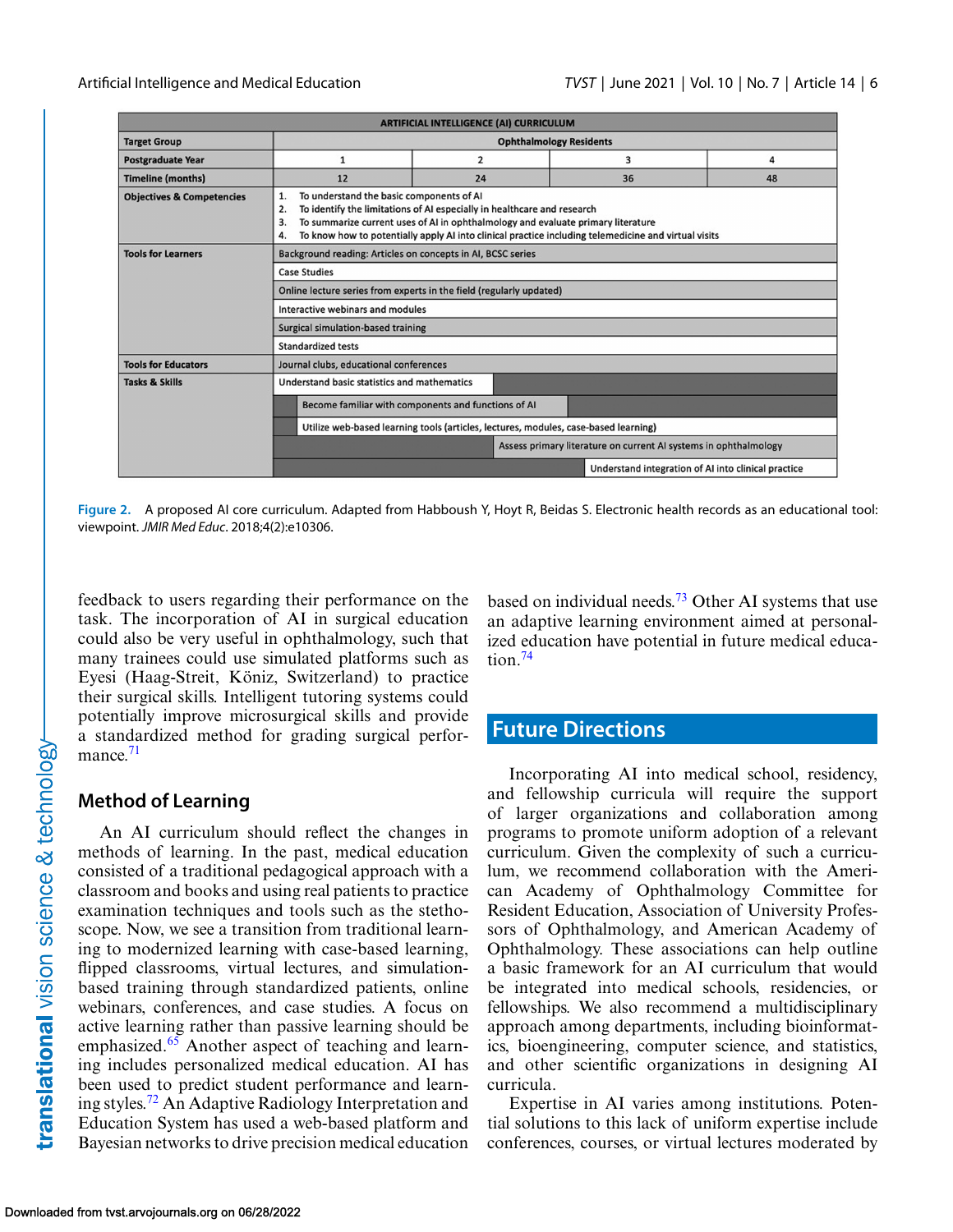| ARTIFICIAL INTELLIGENCE (AI) CURRICULUM | | | | |
|---|---|---|---|---|
| Target Group | Ophthalmology Residents | | | |
| Postgraduate Year | 1 | 2 | 3 | 4 |
| Timeline (months) | 12 | 24 | 36 | 48 |
| Objectives & Competencies | 1. To understand the basic components of AI<br>2. To identify the limitations of AI especially in healthcare and research<br>3. To summarize current uses of AI in ophthalmology and evaluate primary literature<br>4. To know how to potentially apply AI into clinical practice including telemedicine and virtual visits | | | |
| Tools for Learners | Background reading: Articles on concepts in AI, BCSC series | | | |
| | Case Studies | | | |
| | Online lecture series from experts in the field (regularly updated) | | | |
| | Interactive webinars and modules | | | |
| | Surgical simulation-based training | | | |
| | Standardized tests | | | |
| Tools for Educators | Journal clubs, educational conferences | | | |
| Tasks & Skills | Understand basic statistics and mathematics | | | |
| | Become familiar with components and functions of AI | | | |
| | Utilize web-based learning tools (articles, lectures, modules, case-based learning) | | | |
| | | Assess primary literature on current AI systems in ophthalmology | | |
| | | | Understand integration of AI into clinical practice | |

**Figure 2.** A proposed AI core curriculum. Adapted from Habboush Y, Hoyt R, Beidas S. Electronic health records as an educational tool: viewpoint. *JMIR Med Educ*. 2018;4(2):e10306.

feedback to users regarding their performance on the task. The incorporation of AI in surgical education could also be very useful in ophthalmology, such that many trainees could use simulated platforms such as Eyesi (Haag-Streit, Köniz, Switzerland) to practice their surgical skills. Intelligent tutoring systems could potentially improve microsurgical skills and provide a standardized method for grading surgical performance.[71]

### Method of Learning

An AI curriculum should reflect the changes in methods of learning. In the past, medical education consisted of a traditional pedagogical approach with a classroom and books and using real patients to practice examination techniques and tools such as the stethoscope. Now, we see a transition from traditional learning to modernized learning with case-based learning, flipped classrooms, virtual lectures, and simulation-based training through standardized patients, online webinars, conferences, and case studies. A focus on active learning rather than passive learning should be emphasized.[65] Another aspect of teaching and learning includes personalized medical education. AI has been used to predict student performance and learning styles.[72] An Adaptive Radiology Interpretation and Education System has used a web-based platform and Bayesian networks to drive precision medical education based on individual needs.[73] Other AI systems that use an adaptive learning environment aimed at personalized education have potential in future medical education.[74]

## Future Directions

Incorporating AI into medical school, residency, and fellowship curricula will require the support of larger organizations and collaboration among programs to promote uniform adoption of a relevant curriculum. Given the complexity of such a curriculum, we recommend collaboration with the American Academy of Ophthalmology Committee for Resident Education, Association of University Professors of Ophthalmology, and American Academy of Ophthalmology. These associations can help outline a basic framework for an AI curriculum that would be integrated into medical schools, residencies, or fellowships. We also recommend a multidisciplinary approach among departments, including bioinformatics, bioengineering, computer science, and statistics, and other scientific organizations in designing AI curricula.

Expertise in AI varies among institutions. Potential solutions to this lack of uniform expertise include conferences, courses, or virtual lectures moderated by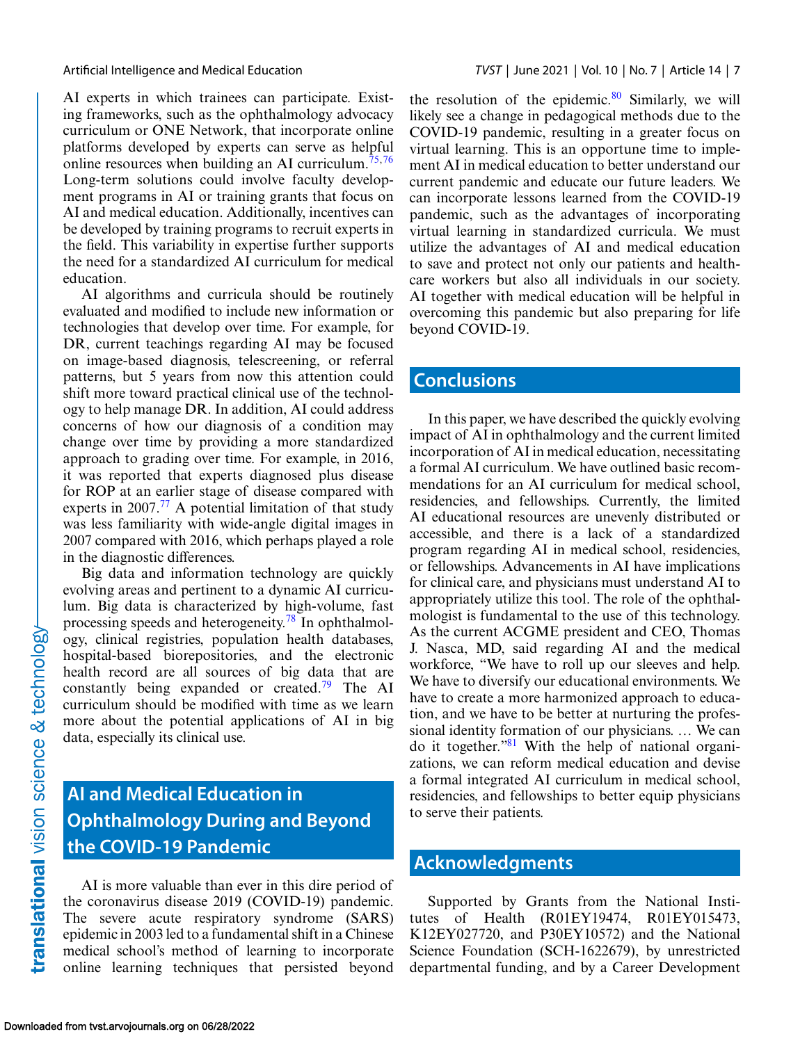AI experts in which trainees can participate. Existing frameworks, such as the ophthalmology advocacy curriculum or ONE Network, that incorporate online platforms developed by experts can serve as helpful online resources when building an AI curriculum.[75,76] Long-term solutions could involve faculty development programs in AI or training grants that focus on AI and medical education. Additionally, incentives can be developed by training programs to recruit experts in the field. This variability in expertise further supports the need for a standardized AI curriculum for medical education.

AI algorithms and curricula should be routinely evaluated and modified to include new information or technologies that develop over time. For example, for DR, current teachings regarding AI may be focused on image-based diagnosis, telescreening, or referral patterns, but 5 years from now this attention could shift more toward practical clinical use of the technology to help manage DR. In addition, AI could address concerns of how our diagnosis of a condition may change over time by providing a more standardized approach to grading over time. For example, in 2016, it was reported that experts diagnosed plus disease for ROP at an earlier stage of disease compared with experts in 2007.[77] A potential limitation of that study was less familiarity with wide-angle digital images in 2007 compared with 2016, which perhaps played a role in the diagnostic differences.

Big data and information technology are quickly evolving areas and pertinent to a dynamic AI curriculum. Big data is characterized by high-volume, fast processing speeds and heterogeneity.[78] In ophthalmology, clinical registries, population health databases, hospital-based biorepositories, and the electronic health record are all sources of big data that are constantly being expanded or created.[79] The AI curriculum should be modified with time as we learn more about the potential applications of AI in big data, especially its clinical use.

## AI and Medical Education in Ophthalmology During and Beyond the COVID-19 Pandemic

AI is more valuable than ever in this dire period of the coronavirus disease 2019 (COVID-19) pandemic. The severe acute respiratory syndrome (SARS) epidemic in 2003 led to a fundamental shift in a Chinese medical school's method of learning to incorporate online learning techniques that persisted beyond the resolution of the epidemic.[80] Similarly, we will likely see a change in pedagogical methods due to the COVID-19 pandemic, resulting in a greater focus on virtual learning. This is an opportune time to implement AI in medical education to better understand our current pandemic and educate our future leaders. We can incorporate lessons learned from the COVID-19 pandemic, such as the advantages of incorporating virtual learning in standardized curricula. We must utilize the advantages of AI and medical education to save and protect not only our patients and healthcare workers but also all individuals in our society. AI together with medical education will be helpful in overcoming this pandemic but also preparing for life beyond COVID-19.

## Conclusions

In this paper, we have described the quickly evolving impact of AI in ophthalmology and the current limited incorporation of AI in medical education, necessitating a formal AI curriculum. We have outlined basic recommendations for an AI curriculum for medical school, residencies, and fellowships. Currently, the limited AI educational resources are unevenly distributed or accessible, and there is a lack of a standardized program regarding AI in medical school, residencies, or fellowships. Advancements in AI have implications for clinical care, and physicians must understand AI to appropriately utilize this tool. The role of the ophthalmologist is fundamental to the use of this technology. As the current ACGME president and CEO, Thomas J. Nasca, MD, said regarding AI and the medical workforce, "We have to roll up our sleeves and help. We have to diversify our educational environments. We have to create a more harmonized approach to education, and we have to be better at nurturing the professional identity formation of our physicians. … We can do it together."[81] With the help of national organizations, we can reform medical education and devise a formal integrated AI curriculum in medical school, residencies, and fellowships to better equip physicians to serve their patients.

## Acknowledgments

Supported by Grants from the National Institutes of Health (R01EY19474, R01EY015473, K12EY027720, and P30EY10572) and the National Science Foundation (SCH-1622679), by unrestricted departmental funding, and by a Career Development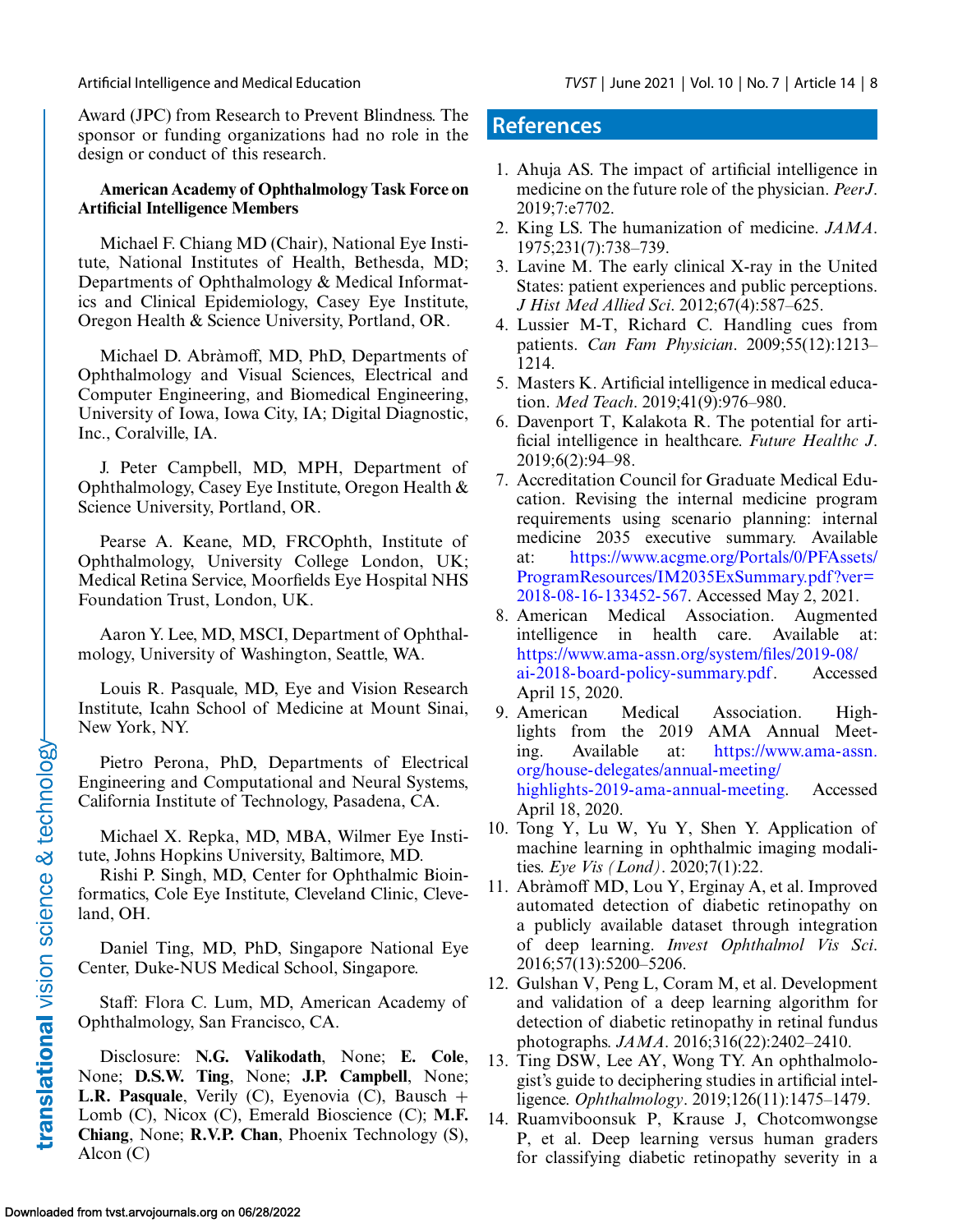Award (JPC) from Research to Prevent Blindness. The sponsor or funding organizations had no role in the design or conduct of this research.

**American Academy of Ophthalmology Task Force on Artificial Intelligence Members**

Michael F. Chiang MD (Chair), National Eye Institute, National Institutes of Health, Bethesda, MD; Departments of Ophthalmology & Medical Informatics and Clinical Epidemiology, Casey Eye Institute, Oregon Health & Science University, Portland, OR.

Michael D. Abràmoff, MD, PhD, Departments of Ophthalmology and Visual Sciences, Electrical and Computer Engineering, and Biomedical Engineering, University of Iowa, Iowa City, IA; Digital Diagnostic, Inc., Coralville, IA.

J. Peter Campbell, MD, MPH, Department of Ophthalmology, Casey Eye Institute, Oregon Health & Science University, Portland, OR.

Pearse A. Keane, MD, FRCOphth, Institute of Ophthalmology, University College London, UK; Medical Retina Service, Moorfields Eye Hospital NHS Foundation Trust, London, UK.

Aaron Y. Lee, MD, MSCI, Department of Ophthalmology, University of Washington, Seattle, WA.

Louis R. Pasquale, MD, Eye and Vision Research Institute, Icahn School of Medicine at Mount Sinai, New York, NY.

Pietro Perona, PhD, Departments of Electrical Engineering and Computational and Neural Systems, California Institute of Technology, Pasadena, CA.

Michael X. Repka, MD, MBA, Wilmer Eye Institute, Johns Hopkins University, Baltimore, MD.

Rishi P. Singh, MD, Center for Ophthalmic Bioinformatics, Cole Eye Institute, Cleveland Clinic, Cleveland, OH.

Daniel Ting, MD, PhD, Singapore National Eye Center, Duke-NUS Medical School, Singapore.

Staff: Flora C. Lum, MD, American Academy of Ophthalmology, San Francisco, CA.

Disclosure: **N.G. Valikodath**, None; **E. Cole**, None; **D.S.W. Ting**, None; **J.P. Campbell**, None; **L.R. Pasquale**, Verily (C), Eyenovia (C), Bausch + Lomb (C), Nicox (C), Emerald Bioscience (C); **M.F. Chiang**, None; **R.V.P. Chan**, Phoenix Technology (S), Alcon (C)

## References

1. Ahuja AS. The impact of artificial intelligence in medicine on the future role of the physician. *PeerJ*. 2019;7:e7702.
2. King LS. The humanization of medicine. *JAMA*. 1975;231(7):738–739.
3. Lavine M. The early clinical X-ray in the United States: patient experiences and public perceptions. *J Hist Med Allied Sci*. 2012;67(4):587–625.
4. Lussier M-T, Richard C. Handling cues from patients. *Can Fam Physician*. 2009;55(12):1213–1214.
5. Masters K. Artificial intelligence in medical education. *Med Teach*. 2019;41(9):976–980.
6. Davenport T, Kalakota R. The potential for artificial intelligence in healthcare. *Future Healthc J*. 2019;6(2):94–98.
7. Accreditation Council for Graduate Medical Education. Revising the internal medicine program requirements using scenario planning: internal medicine 2035 executive summary. Available at: https://www.acgme.org/Portals/0/PFAssets/ProgramResources/IM2035ExSummary.pdf?ver=2018-08-16-133452-567. Accessed May 2, 2021.
8. American Medical Association. Augmented intelligence in health care. Available at: https://www.ama-assn.org/system/files/2019-08/ai-2018-board-policy-summary.pdf. Accessed April 15, 2020.
9. American Medical Association. Highlights from the 2019 AMA Annual Meeting. Available at: https://www.ama-assn.org/house-delegates/annual-meeting/highlights-2019-ama-annual-meeting. Accessed April 18, 2020.
10. Tong Y, Lu W, Yu Y, Shen Y. Application of machine learning in ophthalmic imaging modalities. *Eye Vis (Lond)*. 2020;7(1):22.
11. Abràmoff MD, Lou Y, Erginay A, et al. Improved automated detection of diabetic retinopathy on a publicly available dataset through integration of deep learning. *Invest Ophthalmol Vis Sci*. 2016;57(13):5200–5206.
12. Gulshan V, Peng L, Coram M, et al. Development and validation of a deep learning algorithm for detection of diabetic retinopathy in retinal fundus photographs. *JAMA*. 2016;316(22):2402–2410.
13. Ting DSW, Lee AY, Wong TY. An ophthalmologist's guide to deciphering studies in artificial intelligence. *Ophthalmology*. 2019;126(11):1475–1479.
14. Ruamviboonsuk P, Krause J, Chotcomwongse P, et al. Deep learning versus human graders for classifying diabetic retinopathy severity in a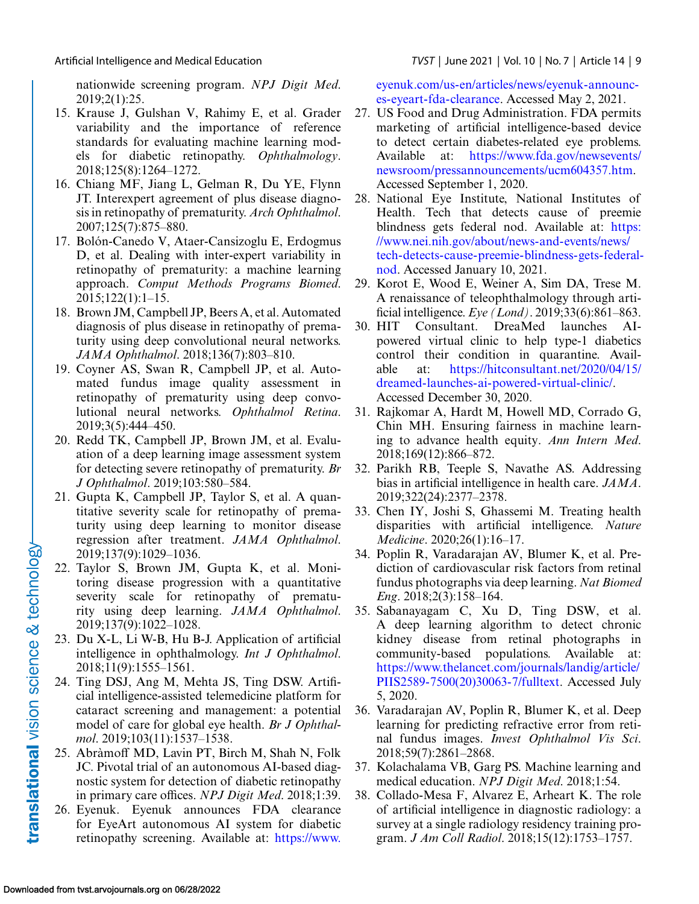nationwide screening program. *NPJ Digit Med*. 2019;2(1):25.

15. Krause J, Gulshan V, Rahimy E, et al. Grader variability and the importance of reference standards for evaluating machine learning models for diabetic retinopathy. *Ophthalmology*. 2018;125(8):1264–1272.
16. Chiang MF, Jiang L, Gelman R, Du YE, Flynn JT. Interexpert agreement of plus disease diagnosis in retinopathy of prematurity. *Arch Ophthalmol*. 2007;125(7):875–880.
17. Bolón-Canedo V, Ataer-Cansizoglu E, Erdogmus D, et al. Dealing with inter-expert variability in retinopathy of prematurity: a machine learning approach. *Comput Methods Programs Biomed*. 2015;122(1):1–15.
18. Brown JM, Campbell JP, Beers A, et al. Automated diagnosis of plus disease in retinopathy of prematurity using deep convolutional neural networks. *JAMA Ophthalmol*. 2018;136(7):803–810.
19. Coyner AS, Swan R, Campbell JP, et al. Automated fundus image quality assessment in retinopathy of prematurity using deep convolutional neural networks. *Ophthalmol Retina*. 2019;3(5):444–450.
20. Redd TK, Campbell JP, Brown JM, et al. Evaluation of a deep learning image assessment system for detecting severe retinopathy of prematurity. *Br J Ophthalmol*. 2019;103:580–584.
21. Gupta K, Campbell JP, Taylor S, et al. A quantitative severity scale for retinopathy of prematurity using deep learning to monitor disease regression after treatment. *JAMA Ophthalmol*. 2019;137(9):1029–1036.
22. Taylor S, Brown JM, Gupta K, et al. Monitoring disease progression with a quantitative severity scale for retinopathy of prematurity using deep learning. *JAMA Ophthalmol*. 2019;137(9):1022–1028.
23. Du X-L, Li W-B, Hu B-J. Application of artificial intelligence in ophthalmology. *Int J Ophthalmol*. 2018;11(9):1555–1561.
24. Ting DSJ, Ang M, Mehta JS, Ting DSW. Artificial intelligence-assisted telemedicine platform for cataract screening and management: a potential model of care for global eye health. *Br J Ophthalmol*. 2019;103(11):1537–1538.
25. Abràmoff MD, Lavin PT, Birch M, Shah N, Folk JC. Pivotal trial of an autonomous AI-based diagnostic system for detection of diabetic retinopathy in primary care offices. *NPJ Digit Med*. 2018;1:39.
26. Eyenuk. Eyenuk announces FDA clearance for EyeArt autonomous AI system for diabetic retinopathy screening. Available at: https://www.eyenuk.com/us-en/articles/news/eyenuk-announces-eyeart-fda-clearance. Accessed May 2, 2021.
27. US Food and Drug Administration. FDA permits marketing of artificial intelligence-based device to detect certain diabetes-related eye problems. Available at: https://www.fda.gov/newsevents/newsroom/pressannouncements/ucm604357.htm. Accessed September 1, 2020.
28. National Eye Institute, National Institutes of Health. Tech that detects cause of preemie blindness gets federal nod. Available at: https://www.nei.nih.gov/about/news-and-events/news/tech-detects-cause-preemie-blindness-gets-federal-nod. Accessed January 10, 2021.
29. Korot E, Wood E, Weiner A, Sim DA, Trese M. A renaissance of teleophthalmology through artificial intelligence. *Eye (Lond)*. 2019;33(6):861–863.
30. HIT Consultant. DreaMed launches AI-powered virtual clinic to help type-1 diabetics control their condition in quarantine. Available at: https://hitconsultant.net/2020/04/15/dreamed-launches-ai-powered-virtual-clinic/. Accessed December 30, 2020.
31. Rajkomar A, Hardt M, Howell MD, Corrado G, Chin MH. Ensuring fairness in machine learning to advance health equity. *Ann Intern Med*. 2018;169(12):866–872.
32. Parikh RB, Teeple S, Navathe AS. Addressing bias in artificial intelligence in health care. *JAMA*. 2019;322(24):2377–2378.
33. Chen IY, Joshi S, Ghassemi M. Treating health disparities with artificial intelligence. *Nature Medicine*. 2020;26(1):16–17.
34. Poplin R, Varadarajan AV, Blumer K, et al. Prediction of cardiovascular risk factors from retinal fundus photographs via deep learning. *Nat Biomed Eng*. 2018;2(3):158–164.
35. Sabanayagam C, Xu D, Ting DSW, et al. A deep learning algorithm to detect chronic kidney disease from retinal photographs in community-based populations. Available at: https://www.thelancet.com/journals/landig/article/PIIS2589-7500(20)30063-7/fulltext. Accessed July 5, 2020.
36. Varadarajan AV, Poplin R, Blumer K, et al. Deep learning for predicting refractive error from retinal fundus images. *Invest Ophthalmol Vis Sci*. 2018;59(7):2861–2868.
37. Kolachalama VB, Garg PS. Machine learning and medical education. *NPJ Digit Med*. 2018;1:54.
38. Collado-Mesa F, Alvarez E, Arheart K. The role of artificial intelligence in diagnostic radiology: a survey at a single radiology residency training program. *J Am Coll Radiol*. 2018;15(12):1753–1757.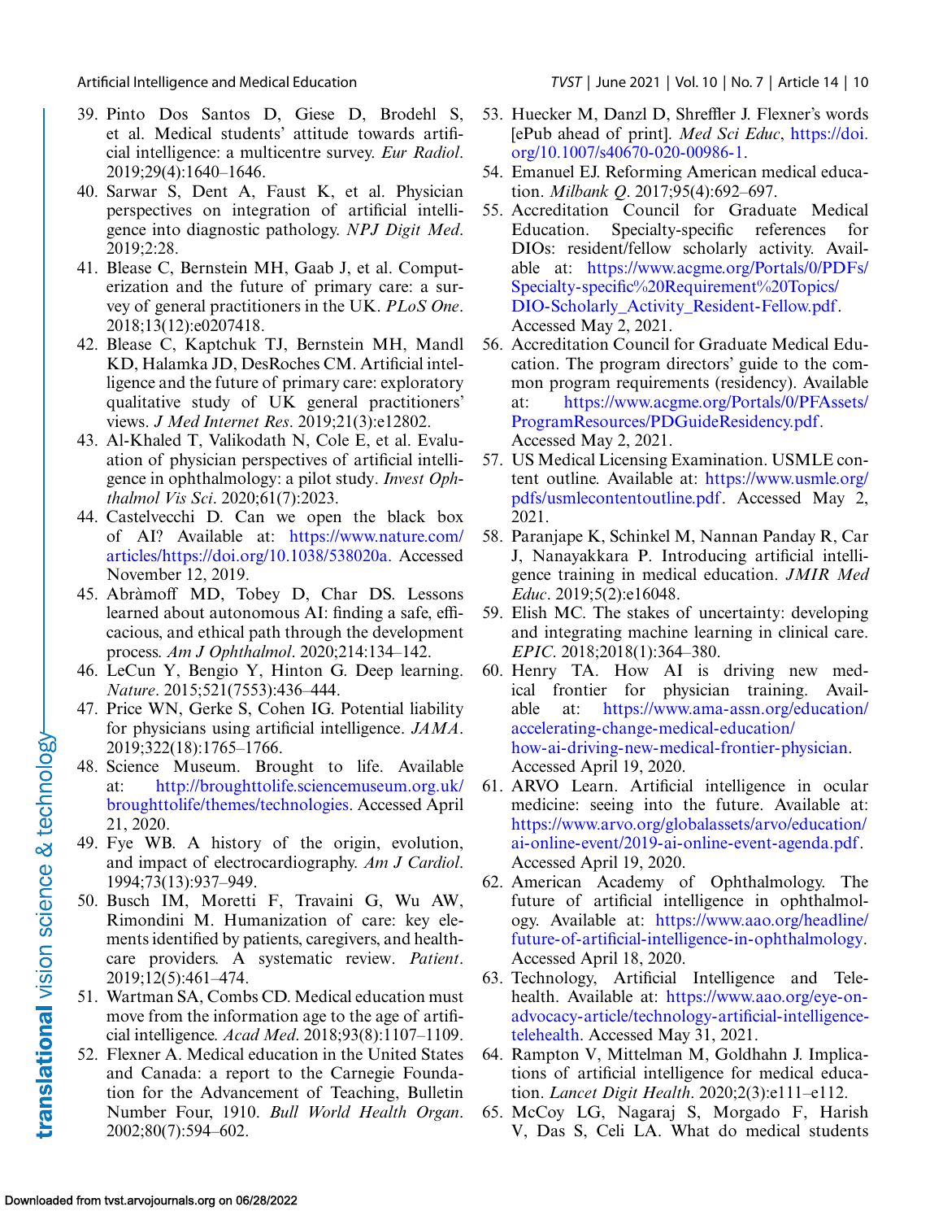39. Pinto Dos Santos D, Giese D, Brodehl S, et al. Medical students' attitude towards artificial intelligence: a multicentre survey. *Eur Radiol*. 2019;29(4):1640–1646.
40. Sarwar S, Dent A, Faust K, et al. Physician perspectives on integration of artificial intelligence into diagnostic pathology. *NPJ Digit Med*. 2019;2:28.
41. Blease C, Bernstein MH, Gaab J, et al. Computerization and the future of primary care: a survey of general practitioners in the UK. *PLoS One*. 2018;13(12):e0207418.
42. Blease C, Kaptchuk TJ, Bernstein MH, Mandl KD, Halamka JD, DesRoches CM. Artificial intelligence and the future of primary care: exploratory qualitative study of UK general practitioners' views. *J Med Internet Res*. 2019;21(3):e12802.
43. Al-Khaled T, Valikodath N, Cole E, et al. Evaluation of physician perspectives of artificial intelligence in ophthalmology: a pilot study. *Invest Ophthalmol Vis Sci*. 2020;61(7):2023.
44. Castelvecchi D. Can we open the black box of AI? Available at: https://www.nature.com/articles/https://doi.org/10.1038/538020a. Accessed November 12, 2019.
45. Abràmoff MD, Tobey D, Char DS. Lessons learned about autonomous AI: finding a safe, efficacious, and ethical path through the development process. *Am J Ophthalmol*. 2020;214:134–142.
46. LeCun Y, Bengio Y, Hinton G. Deep learning. *Nature*. 2015;521(7553):436–444.
47. Price WN, Gerke S, Cohen IG. Potential liability for physicians using artificial intelligence. *JAMA*. 2019;322(18):1765–1766.
48. Science Museum. Brought to life. Available at: http://broughttolife.sciencemuseum.org.uk/broughttolife/themes/technologies. Accessed April 21, 2020.
49. Fye WB. A history of the origin, evolution, and impact of electrocardiography. *Am J Cardiol*. 1994;73(13):937–949.
50. Busch IM, Moretti F, Travaini G, Wu AW, Rimondini M. Humanization of care: key elements identified by patients, caregivers, and healthcare providers. A systematic review. *Patient*. 2019;12(5):461–474.
51. Wartman SA, Combs CD. Medical education must move from the information age to the age of artificial intelligence. *Acad Med*. 2018;93(8):1107–1109.
52. Flexner A. Medical education in the United States and Canada: a report to the Carnegie Foundation for the Advancement of Teaching, Bulletin Number Four, 1910. *Bull World Health Organ*. 2002;80(7):594–602.
53. Huecker M, Danzl D, Shreffler J. Flexner's words [ePub ahead of print]. *Med Sci Educ*, https://doi.org/10.1007/s40670-020-00986-1.
54. Emanuel EJ. Reforming American medical education. *Milbank Q*. 2017;95(4):692–697.
55. Accreditation Council for Graduate Medical Education. Specialty-specific references for DIOs: resident/fellow scholarly activity. Available at: https://www.acgme.org/Portals/0/PDFs/Specialty-specific%20Requirement%20Topics/DIO-Scholarly_Activity_Resident-Fellow.pdf. Accessed May 2, 2021.
56. Accreditation Council for Graduate Medical Education. The program directors' guide to the common program requirements (residency). Available at: https://www.acgme.org/Portals/0/PFAssets/ProgramResources/PDGuideResidency.pdf. Accessed May 2, 2021.
57. US Medical Licensing Examination. USMLE content outline. Available at: https://www.usmle.org/pdfs/usmlecontentoutline.pdf. Accessed May 2, 2021.
58. Paranjape K, Schinkel M, Nannan Panday R, Car J, Nanayakkara P. Introducing artificial intelligence training in medical education. *JMIR Med Educ*. 2019;5(2):e16048.
59. Elish MC. The stakes of uncertainty: developing and integrating machine learning in clinical care. *EPIC*. 2018;2018(1):364–380.
60. Henry TA. How AI is driving new medical frontier for physician training. Available at: https://www.ama-assn.org/education/accelerating-change-medical-education/how-ai-driving-new-medical-frontier-physician. Accessed April 19, 2020.
61. ARVO Learn. Artificial intelligence in ocular medicine: seeing into the future. Available at: https://www.arvo.org/globalassets/arvo/education/ai-online-event/2019-ai-online-event-agenda.pdf. Accessed April 19, 2020.
62. American Academy of Ophthalmology. The future of artificial intelligence in ophthalmology. Available at: https://www.aao.org/headline/future-of-artificial-intelligence-in-ophthalmology. Accessed April 18, 2020.
63. Technology, Artificial Intelligence and Telehealth. Available at: https://www.aao.org/eye-on-advocacy-article/technology-artificial-intelligence-telehealth. Accessed May 31, 2021.
64. Rampton V, Mittelman M, Goldhahn J. Implications of artificial intelligence for medical education. *Lancet Digit Health*. 2020;2(3):e111–e112.
65. McCoy LG, Nagaraj S, Morgado F, Harish V, Das S, Celi LA. What do medical students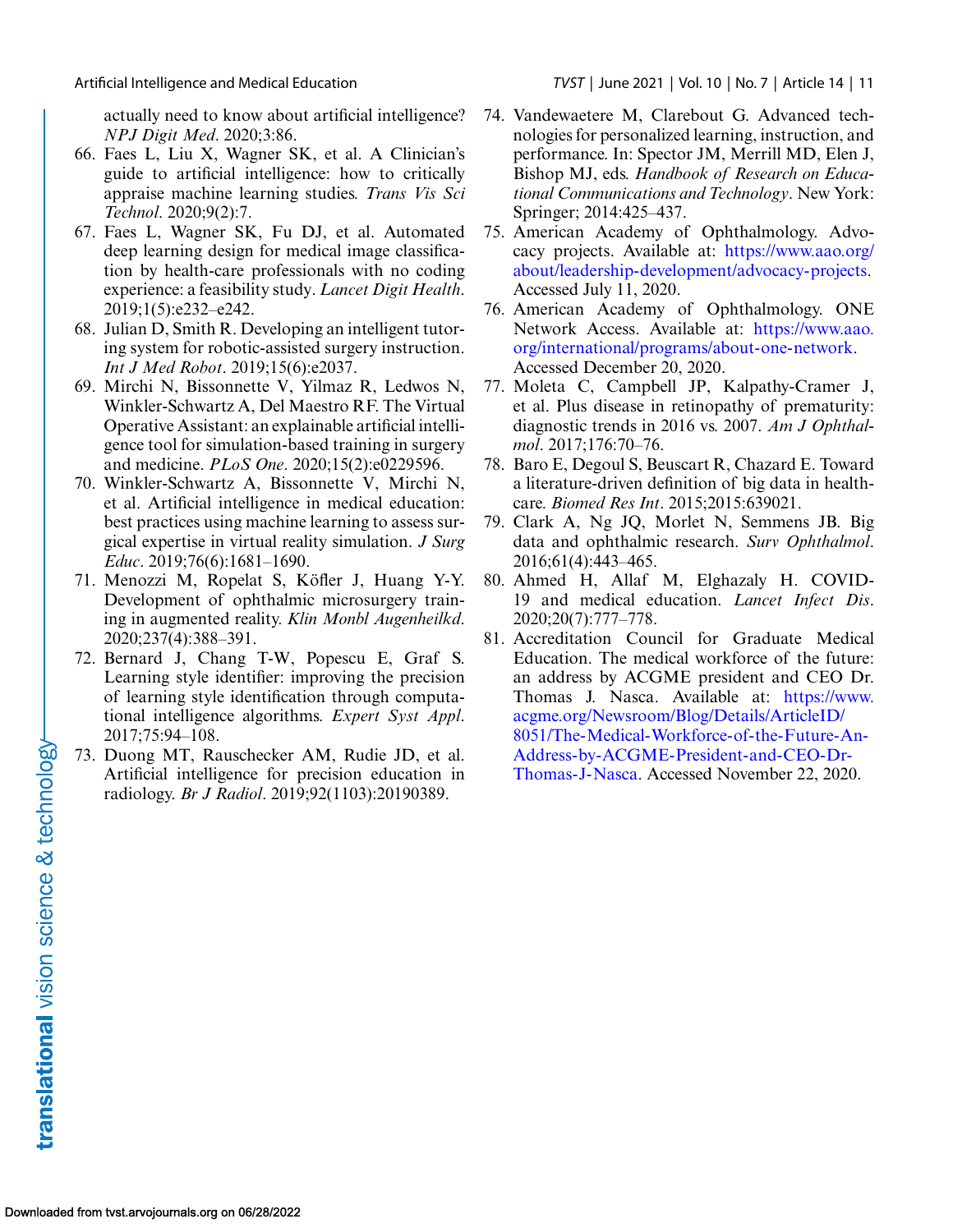actually need to know about artificial intelligence? *NPJ Digit Med*. 2020;3:86.

66. Faes L, Liu X, Wagner SK, et al. A Clinician's guide to artificial intelligence: how to critically appraise machine learning studies. *Trans Vis Sci Technol*. 2020;9(2):7.
67. Faes L, Wagner SK, Fu DJ, et al. Automated deep learning design for medical image classification by health-care professionals with no coding experience: a feasibility study. *Lancet Digit Health*. 2019;1(5):e232–e242.
68. Julian D, Smith R. Developing an intelligent tutoring system for robotic-assisted surgery instruction. *Int J Med Robot*. 2019;15(6):e2037.
69. Mirchi N, Bissonnette V, Yilmaz R, Ledwos N, Winkler-Schwartz A, Del Maestro RF. The Virtual Operative Assistant: an explainable artificial intelligence tool for simulation-based training in surgery and medicine. *PLoS One*. 2020;15(2):e0229596.
70. Winkler-Schwartz A, Bissonnette V, Mirchi N, et al. Artificial intelligence in medical education: best practices using machine learning to assess surgical expertise in virtual reality simulation. *J Surg Educ*. 2019;76(6):1681–1690.
71. Menozzi M, Ropelat S, Köfler J, Huang Y-Y. Development of ophthalmic microsurgery training in augmented reality. *Klin Monbl Augenheilkd*. 2020;237(4):388–391.
72. Bernard J, Chang T-W, Popescu E, Graf S. Learning style identifier: improving the precision of learning style identification through computational intelligence algorithms. *Expert Syst Appl*. 2017;75:94–108.
73. Duong MT, Rauschecker AM, Rudie JD, et al. Artificial intelligence for precision education in radiology. *Br J Radiol*. 2019;92(1103):20190389.
74. Vandewaetere M, Clarebout G. Advanced technologies for personalized learning, instruction, and performance. In: Spector JM, Merrill MD, Elen J, Bishop MJ, eds. *Handbook of Research on Educational Communications and Technology*. New York: Springer; 2014:425–437.
75. American Academy of Ophthalmology. Advocacy projects. Available at: https://www.aao.org/about/leadership-development/advocacy-projects. Accessed July 11, 2020.
76. American Academy of Ophthalmology. ONE Network Access. Available at: https://www.aao.org/international/programs/about-one-network. Accessed December 20, 2020.
77. Moleta C, Campbell JP, Kalpathy-Cramer J, et al. Plus disease in retinopathy of prematurity: diagnostic trends in 2016 vs. 2007. *Am J Ophthalmol*. 2017;176:70–76.
78. Baro E, Degoul S, Beuscart R, Chazard E. Toward a literature-driven definition of big data in healthcare. *Biomed Res Int*. 2015;2015:639021.
79. Clark A, Ng JQ, Morlet N, Semmens JB. Big data and ophthalmic research. *Surv Ophthalmol*. 2016;61(4):443–465.
80. Ahmed H, Allaf M, Elghazaly H. COVID-19 and medical education. *Lancet Infect Dis*. 2020;20(7):777–778.
81. Accreditation Council for Graduate Medical Education. The medical workforce of the future: an address by ACGME president and CEO Dr. Thomas J. Nasca. Available at: https://www.acgme.org/Newsroom/Blog/Details/ArticleID/8051/The-Medical-Workforce-of-the-Future-An-Address-by-ACGME-President-and-CEO-Dr-Thomas-J-Nasca. Accessed November 22, 2020.